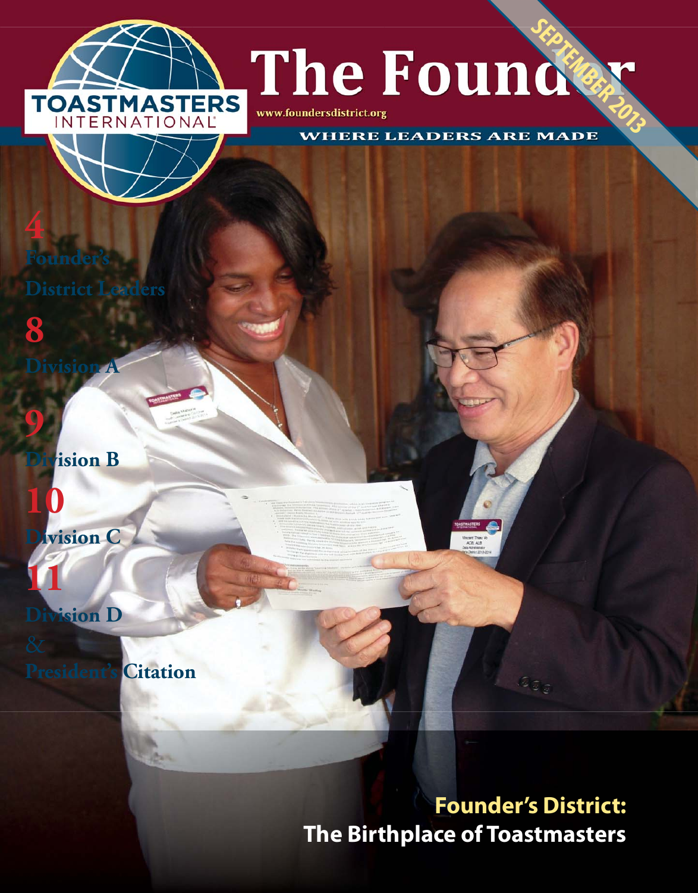# The Founder

www.foundersdistrict.org

WHERE LEADERS ARE MADE

SEPTEMBER 2013

TOASTMASTERS INTERNATIONAL

**4** Founder's District Leaders

**8** Division A

**9** Division B

**10** Division C

**11** Division D & President's Citation

## Founder's District: The Birthplace of Toastmasters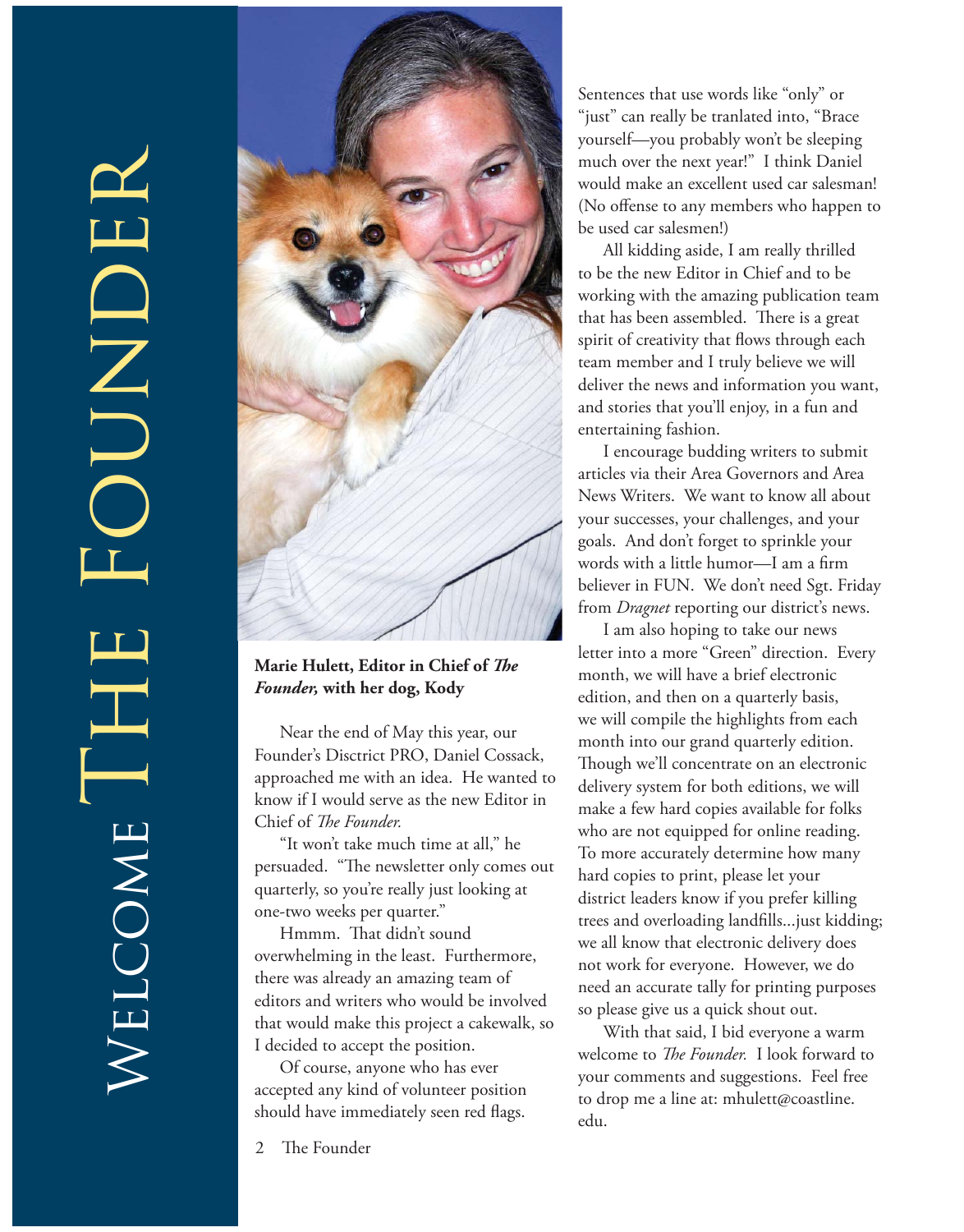# Welcome The Founder

**Marie Hulett, Editor in Chief of *The Founder,* with her dog, Kody**

Near the end of May this year, our Founder's Disctrict PRO, Daniel Cossack, approached me with an idea. He wanted to know if I would serve as the new Editor in Chief of *The Founder.*

"It won't take much time at all," he persuaded. "The newsletter only comes out quarterly, so you're really just looking at one-two weeks per quarter."

Hmmm. That didn't sound overwhelming in the least. Furthermore, there was already an amazing team of editors and writers who would be involved that would make this project a cakewalk, so I decided to accept the position.

Of course, anyone who has ever accepted any kind of volunteer position should have immediately seen red flags. Sentences that use words like "only" or "just" can really be tranlated into, "Brace yourself—you probably won't be sleeping much over the next year!" I think Daniel would make an excellent used car salesman! (No offense to any members who happen to be used car salesmen!)

All kidding aside, I am really thrilled to be the new Editor in Chief and to be working with the amazing publication team that has been assembled. There is a great spirit of creativity that flows through each team member and I truly believe we will deliver the news and information you want, and stories that you'll enjoy, in a fun and entertaining fashion.

I encourage budding writers to submit articles via their Area Governors and Area News Writers. We want to know all about your successes, your challenges, and your goals. And don't forget to sprinkle your words with a little humor—I am a firm believer in FUN. We don't need Sgt. Friday from *Dragnet* reporting our district's news.

I am also hoping to take our news letter into a more "Green" direction. Every month, we will have a brief electronic edition, and then on a quarterly basis, we will compile the highlights from each month into our grand quarterly edition. Though we'll concentrate on an electronic delivery system for both editions, we will make a few hard copies available for folks who are not equipped for online reading. To more accurately determine how many hard copies to print, please let your district leaders know if you prefer killing trees and overloading landfills...just kidding; we all know that electronic delivery does not work for everyone. However, we do need an accurate tally for printing purposes so please give us a quick shout out.

With that said, I bid everyone a warm welcome to *The Founder.* I look forward to your comments and suggestions. Feel free to drop me a line at: mhulett@coastline.edu.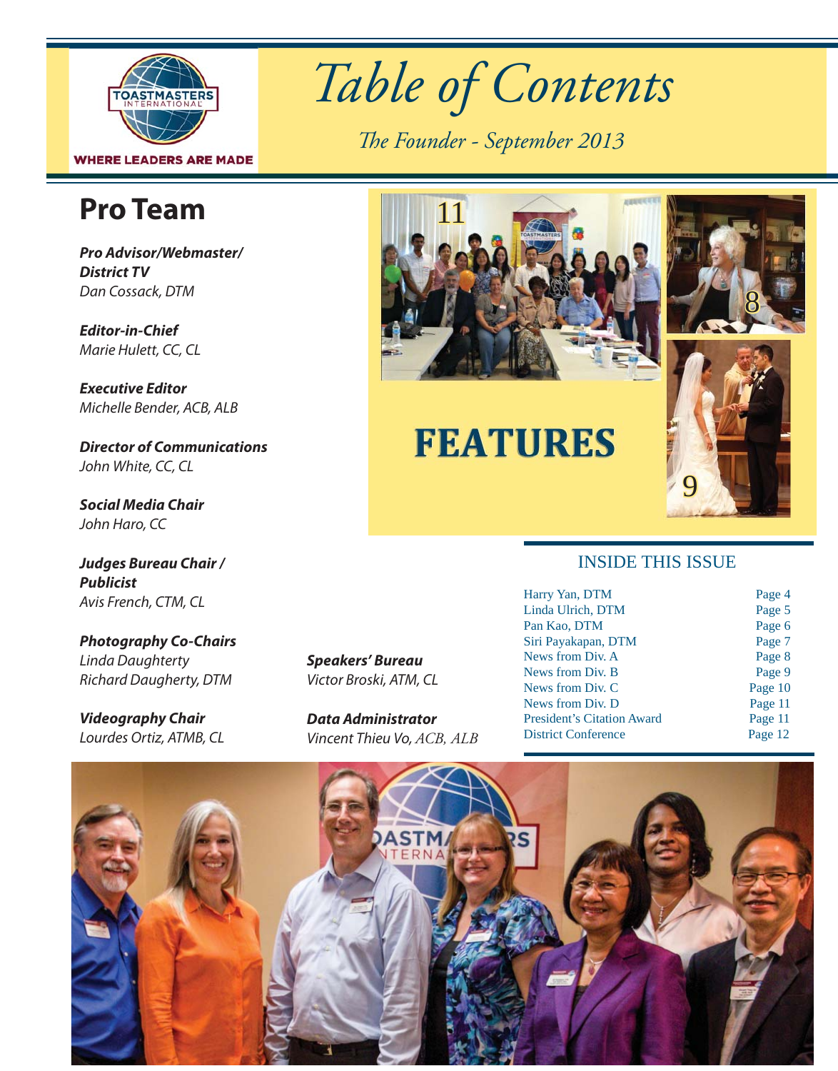# Table of Contents

*The Founder - September 2013*

## Pro Team

***Pro Advisor/Webmaster/ District TV***
*Dan Cossack, DTM*

***Editor-in-Chief***
*Marie Hulett, CC, CL*

***Executive Editor***
*Michelle Bender, ACB, ALB*

***Director of Communications***
*John White, CC, CL*

***Social Media Chair***
*John Haro, CC*

***Judges Bureau Chair / Publicist***
*Avis French, CTM, CL*

***Photography Co-Chairs***
*Linda Daughtery*
*Richard Daugherty, DTM*

***Videography Chair***
*Lourdes Ortiz, ATMB, CL*

***Speakers' Bureau***
*Victor Broski, ATM, CL*

***Data Administrator***
*Vincent Thieu Vo, ACB, ALB*

## FEATURES

11

8

9

### INSIDE THIS ISSUE

| | |
|---|---|
| Harry Yan, DTM | Page 4 |
| Linda Ulrich, DTM | Page 5 |
| Pan Kao, DTM | Page 6 |
| Siri Payakapan, DTM | Page 7 |
| News from Div. A | Page 8 |
| News from Div. B | Page 9 |
| News from Div. C | Page 10 |
| News from Div. D | Page 11 |
| President's Citation Award | Page 11 |
| District Conference | Page 12 |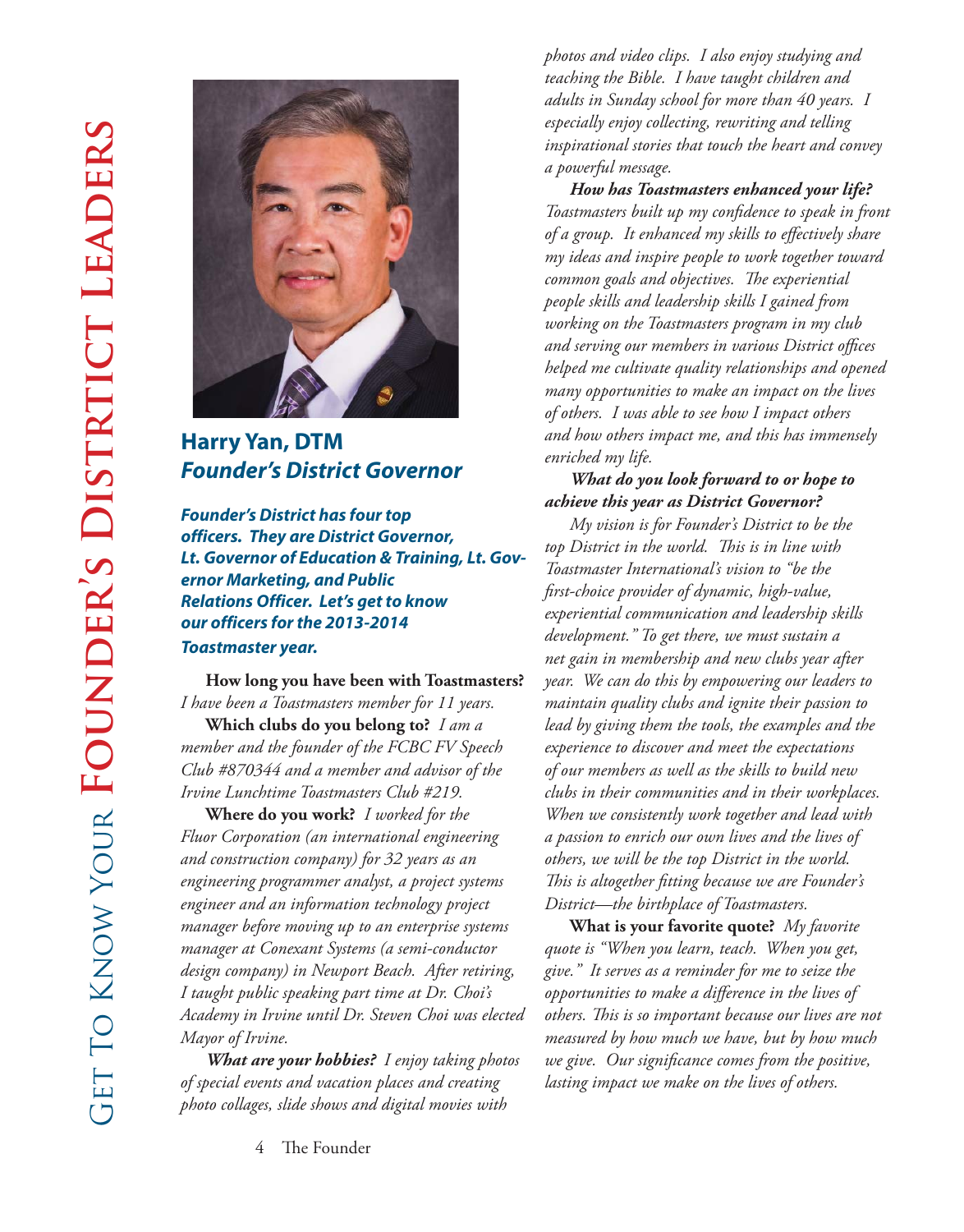# Harry Yan, DTM

## *Founder's District Governor*

***Founder's District has four top officers. They are District Governor, Lt. Governor of Education & Training, Lt. Governor Marketing, and Public Relations Officer. Let's get to know our officers for the 2013-2014 Toastmaster year.***

**How long you have been with Toastmasters?** *I have been a Toastmasters member for 11 years.*

**Which clubs do you belong to?** *I am a member and the founder of the FCBC FV Speech Club #870344 and a member and advisor of the Irvine Lunchtime Toastmasters Club #219.*

**Where do you work?** *I worked for the Fluor Corporation (an international engineering and construction company) for 32 years as an engineering programmer analyst, a project systems engineer and an information technology project manager before moving up to an enterprise systems manager at Conexant Systems (a semi-conductor design company) in Newport Beach. After retiring, I taught public speaking part time at Dr. Choi's Academy in Irvine until Dr. Steven Choi was elected Mayor of Irvine.*

***What are your hobbies?*** *I enjoy taking photos of special events and vacation places and creating photo collages, slide shows and digital movies with photos and video clips. I also enjoy studying and teaching the Bible. I have taught children and adults in Sunday school for more than 40 years. I especially enjoy collecting, rewriting and telling inspirational stories that touch the heart and convey a powerful message.*

***How has Toastmasters enhanced your life?*** *Toastmasters built up my confidence to speak in front of a group. It enhanced my skills to effectively share my ideas and inspire people to work together toward common goals and objectives. The experiential people skills and leadership skills I gained from working on the Toastmasters program in my club and serving our members in various District offices helped me cultivate quality relationships and opened many opportunities to make an impact on the lives of others. I was able to see how I impact others and how others impact me, and this has immensely enriched my life.*

***What do you look forward to or hope to achieve this year as District Governor?***

*My vision is for Founder's District to be the top District in the world. This is in line with Toastmaster International's vision to "be the first-choice provider of dynamic, high-value, experiential communication and leadership skills development." To get there, we must sustain a net gain in membership and new clubs year after year. We can do this by empowering our leaders to maintain quality clubs and ignite their passion to lead by giving them the tools, the examples and the experience to discover and meet the expectations of our members as well as the skills to build new clubs in their communities and in their workplaces. When we consistently work together and lead with a passion to enrich our own lives and the lives of others, we will be the top District in the world. This is altogether fitting because we are Founder's District—the birthplace of Toastmasters.*

**What is your favorite quote?** *My favorite quote is "When you learn, teach. When you get, give." It serves as a reminder for me to seize the opportunities to make a difference in the lives of others. This is so important because our lives are not measured by how much we have, but by how much we give. Our significance comes from the positive, lasting impact we make on the lives of others.*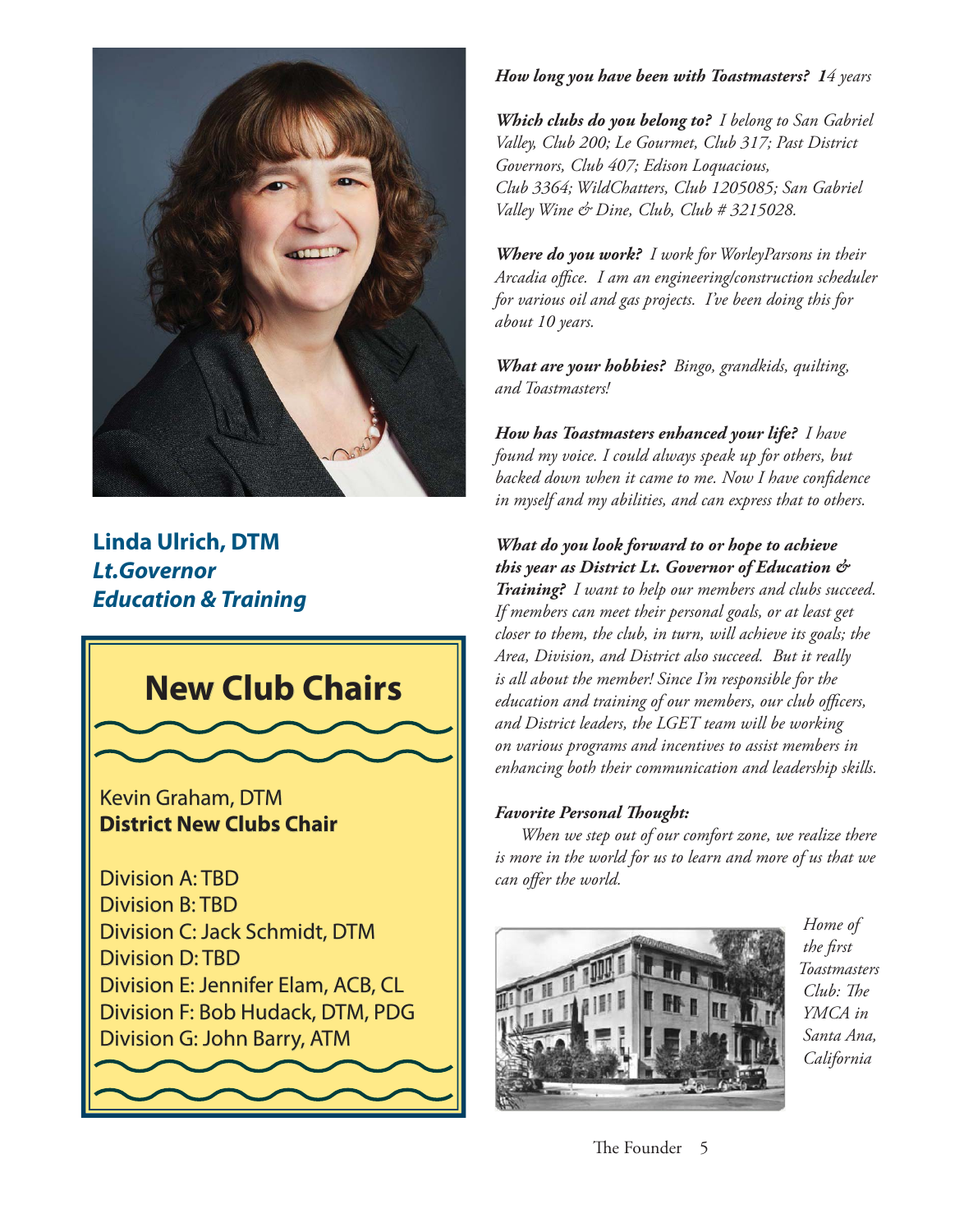## Linda Ulrich, DTM

### *Lt.Governor Education & Training*

***How long you have been with Toastmasters?*** *14 years*

***Which clubs do you belong to?*** *I belong to San Gabriel Valley, Club 200; Le Gourmet, Club 317; Past District Governors, Club 407; Edison Loquacious, Club 3364; WildChatters, Club 1205085; San Gabriel Valley Wine & Dine, Club, Club # 3215028.*

***Where do you work?*** *I work for WorleyParsons in their Arcadia office. I am an engineering/construction scheduler for various oil and gas projects. I've been doing this for about 10 years.*

***What are your hobbies?*** *Bingo, grandkids, quilting, and Toastmasters!*

***How has Toastmasters enhanced your life?*** *I have found my voice. I could always speak up for others, but backed down when it came to me. Now I have confidence in myself and my abilities, and can express that to others.*

***What do you look forward to or hope to achieve this year as District Lt. Governor of Education & Training?*** *I want to help our members and clubs succeed. If members can meet their personal goals, or at least get closer to them, the club, in turn, will achieve its goals; the Area, Division, and District also succeed. But it really is all about the member! Since I'm responsible for the education and training of our members, our club officers, and District leaders, the LGET team will be working on various programs and incentives to assist members in enhancing both their communication and leadership skills.*

***Favorite Personal Thought:***

*When we step out of our comfort zone, we realize there is more in the world for us to learn and more of us that we can offer the world.*

*Home of the first Toastmasters Club: The YMCA in Santa Ana, California*

## New Club Chairs

Kevin Graham, DTM
**District New Clubs Chair**

Division A: TBD
Division B: TBD
Division C: Jack Schmidt, DTM
Division D: TBD
Division E: Jennifer Elam, ACB, CL
Division F: Bob Hudack, DTM, PDG
Division G: John Barry, ATM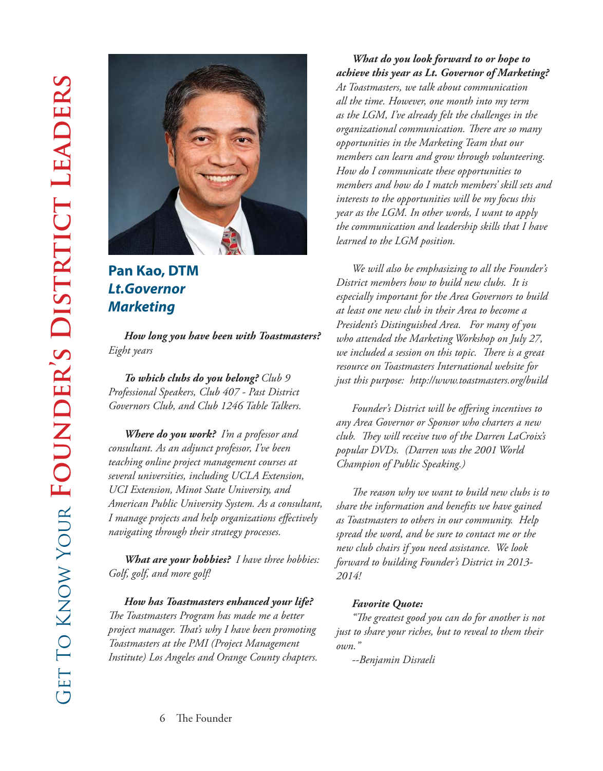# Get To Know Your Founder's District Leaders

## Pan Kao, DTM
### *Lt.Governor Marketing*

***How long you have been with Toastmasters?*** *Eight years*

***To which clubs do you belong?*** *Club 9 Professional Speakers, Club 407 - Past District Governors Club, and Club 1246 Table Talkers.*

***Where do you work?*** *I'm a professor and consultant. As an adjunct professor, I've been teaching online project management courses at several universities, including UCLA Extension, UCI Extension, Minot State University, and American Public University System. As a consultant, I manage projects and help organizations effectively navigating through their strategy processes.*

***What are your hobbies?*** *I have three hobbies: Golf, golf, and more golf!*

***How has Toastmasters enhanced your life?*** *The Toastmasters Program has made me a better project manager. That's why I have been promoting Toastmasters at the PMI (Project Management Institute) Los Angeles and Orange County chapters.*

***What do you look forward to or hope to achieve this year as Lt. Governor of Marketing?*** *At Toastmasters, we talk about communication all the time. However, one month into my term as the LGM, I've already felt the challenges in the organizational communication. There are so many opportunities in the Marketing Team that our members can learn and grow through volunteering. How do I communicate these opportunities to members and how do I match members' skill sets and interests to the opportunities will be my focus this year as the LGM. In other words, I want to apply the communication and leadership skills that I have learned to the LGM position.*

*We will also be emphasizing to all the Founder's District members how to build new clubs. It is especially important for the Area Governors to build at least one new club in their Area to become a President's Distinguished Area. For many of you who attended the Marketing Workshop on July 27, we included a session on this topic. There is a great resource on Toastmasters International website for just this purpose: http://www.toastmasters.org/build*

*Founder's District will be offering incentives to any Area Governor or Sponsor who charters a new club. They will receive two of the Darren LaCroix's popular DVDs. (Darren was the 2001 World Champion of Public Speaking.)*

*The reason why we want to build new clubs is to share the information and benefits we have gained as Toastmasters to others in our community. Help spread the word, and be sure to contact me or the new club chairs if you need assistance. We look forward to building Founder's District in 2013-2014!*

***Favorite Quote:***

*"The greatest good you can do for another is not just to share your riches, but to reveal to them their own."*

*--Benjamin Disraeli*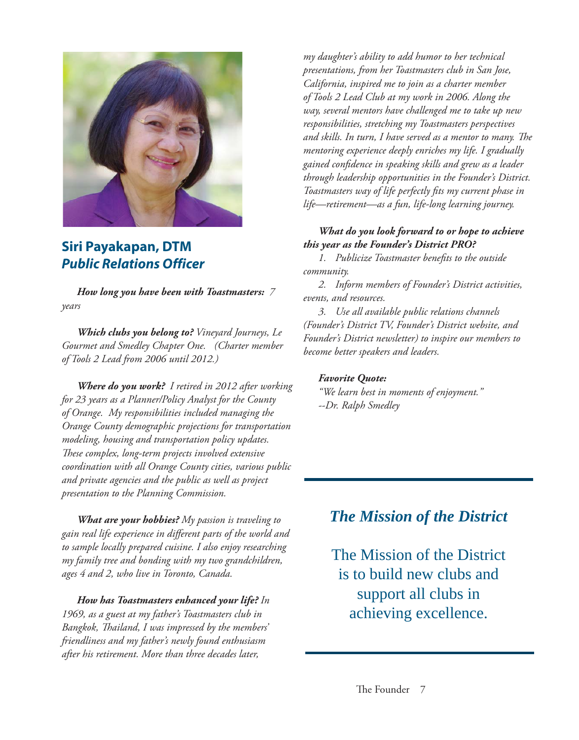## Siri Payakapan, DTM
### *Public Relations Officer*

***How long you have been with Toastmasters:*** *7 years*

***Which clubs you belong to?*** *Vineyard Journeys, Le Gourmet and Smedley Chapter One. (Charter member of Tools 2 Lead from 2006 until 2012.)*

***Where do you work?*** *I retired in 2012 after working for 23 years as a Planner/Policy Analyst for the County of Orange. My responsibilities included managing the Orange County demographic projections for transportation modeling, housing and transportation policy updates. These complex, long-term projects involved extensive coordination with all Orange County cities, various public and private agencies and the public as well as project presentation to the Planning Commission.*

***What are your hobbies?*** *My passion is traveling to gain real life experience in different parts of the world and to sample locally prepared cuisine. I also enjoy researching my family tree and bonding with my two grandchildren, ages 4 and 2, who live in Toronto, Canada.*

***How has Toastmasters enhanced your life?*** *In 1969, as a guest at my father's Toastmasters club in Bangkok, Thailand, I was impressed by the members' friendliness and my father's newly found enthusiasm after his retirement. More than three decades later, my daughter's ability to add humor to her technical presentations, from her Toastmasters club in San Jose, California, inspired me to join as a charter member of Tools 2 Lead Club at my work in 2006. Along the way, several mentors have challenged me to take up new responsibilities, stretching my Toastmasters perspectives and skills. In turn, I have served as a mentor to many. The mentoring experience deeply enriches my life. I gradually gained confidence in speaking skills and grew as a leader through leadership opportunities in the Founder's District. Toastmasters way of life perfectly fits my current phase in life—retirement—as a fun, life-long learning journey.*

***What do you look forward to or hope to achieve this year as the Founder's District PRO?***

*1. Publicize Toastmaster benefits to the outside community.*

*2. Inform members of Founder's District activities, events, and resources.*

*3. Use all available public relations channels (Founder's District TV, Founder's District website, and Founder's District newsletter) to inspire our members to become better speakers and leaders.*

***Favorite Quote:***

*"We learn best in moments of enjoyment."*
*--Dr. Ralph Smedley*

## *The Mission of the District*

The Mission of the District is to build new clubs and support all clubs in achieving excellence.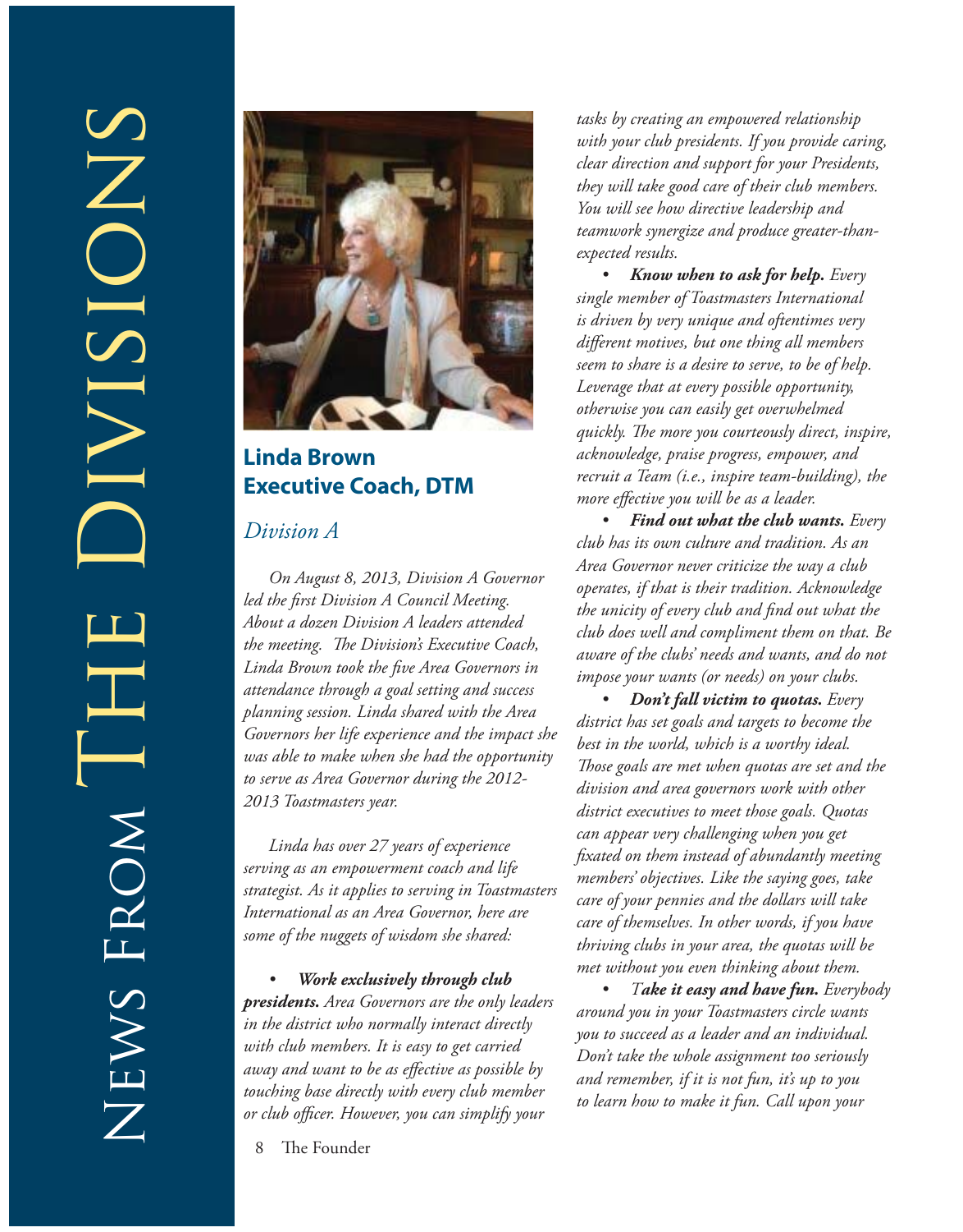# News from The Divisions

## Linda Brown
## Executive Coach, DTM

### *Division A*

*On August 8, 2013, Division A Governor led the first Division A Council Meeting. About a dozen Division A leaders attended the meeting. The Division's Executive Coach, Linda Brown took the five Area Governors in attendance through a goal setting and success planning session. Linda shared with the Area Governors her life experience and the impact she was able to make when she had the opportunity to serve as Area Governor during the 2012-2013 Toastmasters year.*

*Linda has over 27 years of experience serving as an empowerment coach and life strategist. As it applies to serving in Toastmasters International as an Area Governor, here are some of the nuggets of wisdom she shared:*

- ***Work exclusively through club presidents.*** *Area Governors are the only leaders in the district who normally interact directly with club members. It is easy to get carried away and want to be as effective as possible by touching base directly with every club member or club officer. However, you can simplify your tasks by creating an empowered relationship with your club presidents. If you provide caring, clear direction and support for your Presidents, they will take good care of their club members. You will see how directive leadership and teamwork synergize and produce greater-than-expected results.*
- ***Know when to ask for help.*** *Every single member of Toastmasters International is driven by very unique and oftentimes very different motives, but one thing all members seem to share is a desire to serve, to be of help. Leverage that at every possible opportunity, otherwise you can easily get overwhelmed quickly. The more you courteously direct, inspire, acknowledge, praise progress, empower, and recruit a Team (i.e., inspire team-building), the more effective you will be as a leader.*
- ***Find out what the club wants.*** *Every club has its own culture and tradition. As an Area Governor never criticize the way a club operates, if that is their tradition. Acknowledge the unicity of every club and find out what the club does well and compliment them on that. Be aware of the clubs' needs and wants, and do not impose your wants (or needs) on your clubs.*
- ***Don't fall victim to quotas.*** *Every district has set goals and targets to become the best in the world, which is a worthy ideal. Those goals are met when quotas are set and the division and area governors work with other district executives to meet those goals. Quotas can appear very challenging when you get fixated on them instead of abundantly meeting members' objectives. Like the saying goes, take care of your pennies and the dollars will take care of themselves. In other words, if you have thriving clubs in your area, the quotas will be met without you even thinking about them.*
- ***Take it easy and have fun.*** *Everybody around you in your Toastmasters circle wants you to succeed as a leader and an individual. Don't take the whole assignment too seriously and remember, if it is not fun, it's up to you to learn how to make it fun. Call upon your*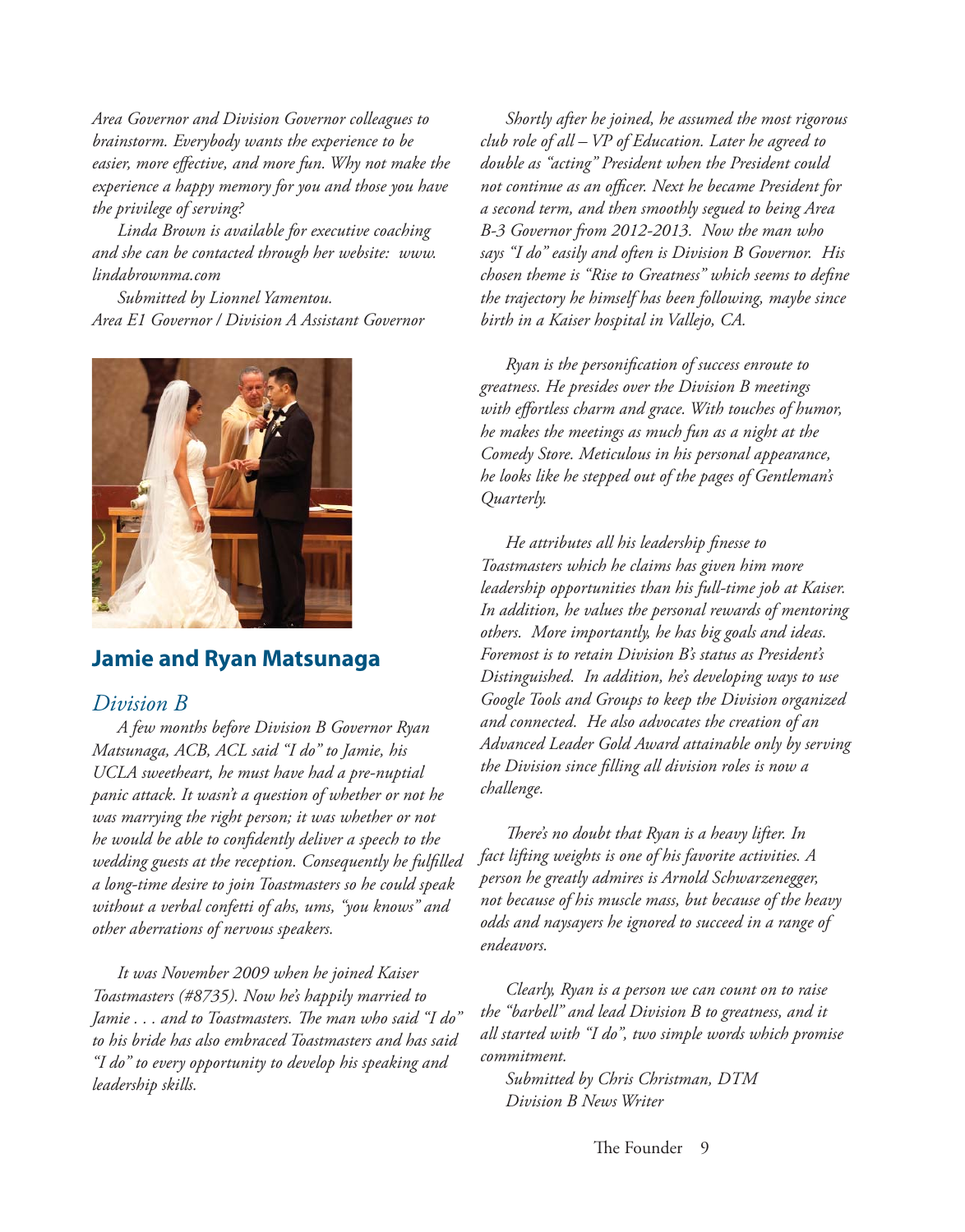*Area Governor and Division Governor colleagues to brainstorm. Everybody wants the experience to be easier, more effective, and more fun. Why not make the experience a happy memory for you and those you have the privilege of serving?*

*Linda Brown is available for executive coaching and she can be contacted through her website: www.lindabrownma.com*

*Submitted by Lionnel Yamentou.*
*Area E1 Governor / Division A Assistant Governor*

## Jamie and Ryan Matsunaga

### *Division B*

*A few months before Division B Governor Ryan Matsunaga, ACB, ACL said "I do" to Jamie, his UCLA sweetheart, he must have had a pre-nuptial panic attack. It wasn't a question of whether or not he was marrying the right person; it was whether or not he would be able to confidently deliver a speech to the wedding guests at the reception. Consequently he fulfilled a long-time desire to join Toastmasters so he could speak without a verbal confetti of ahs, ums, "you knows" and other aberrations of nervous speakers.*

*It was November 2009 when he joined Kaiser Toastmasters (#8735). Now he's happily married to Jamie . . . and to Toastmasters. The man who said "I do" to his bride has also embraced Toastmasters and has said "I do" to every opportunity to develop his speaking and leadership skills.*

*Shortly after he joined, he assumed the most rigorous club role of all – VP of Education. Later he agreed to double as "acting" President when the President could not continue as an officer. Next he became President for a second term, and then smoothly segued to being Area B-3 Governor from 2012-2013. Now the man who says "I do" easily and often is Division B Governor. His chosen theme is "Rise to Greatness" which seems to define the trajectory he himself has been following, maybe since birth in a Kaiser hospital in Vallejo, CA.*

*Ryan is the personification of success enroute to greatness. He presides over the Division B meetings with effortless charm and grace. With touches of humor, he makes the meetings as much fun as a night at the Comedy Store. Meticulous in his personal appearance, he looks like he stepped out of the pages of Gentleman's Quarterly.*

*He attributes all his leadership finesse to Toastmasters which he claims has given him more leadership opportunities than his full-time job at Kaiser. In addition, he values the personal rewards of mentoring others. More importantly, he has big goals and ideas. Foremost is to retain Division B's status as President's Distinguished. In addition, he's developing ways to use Google Tools and Groups to keep the Division organized and connected. He also advocates the creation of an Advanced Leader Gold Award attainable only by serving the Division since filling all division roles is now a challenge.*

*There's no doubt that Ryan is a heavy lifter. In fact lifting weights is one of his favorite activities. A person he greatly admires is Arnold Schwarzenegger, not because of his muscle mass, but because of the heavy odds and naysayers he ignored to succeed in a range of endeavors.*

*Clearly, Ryan is a person we can count on to raise the "barbell" and lead Division B to greatness, and it all started with "I do", two simple words which promise commitment.*

*Submitted by Chris Christman, DTM*
*Division B News Writer*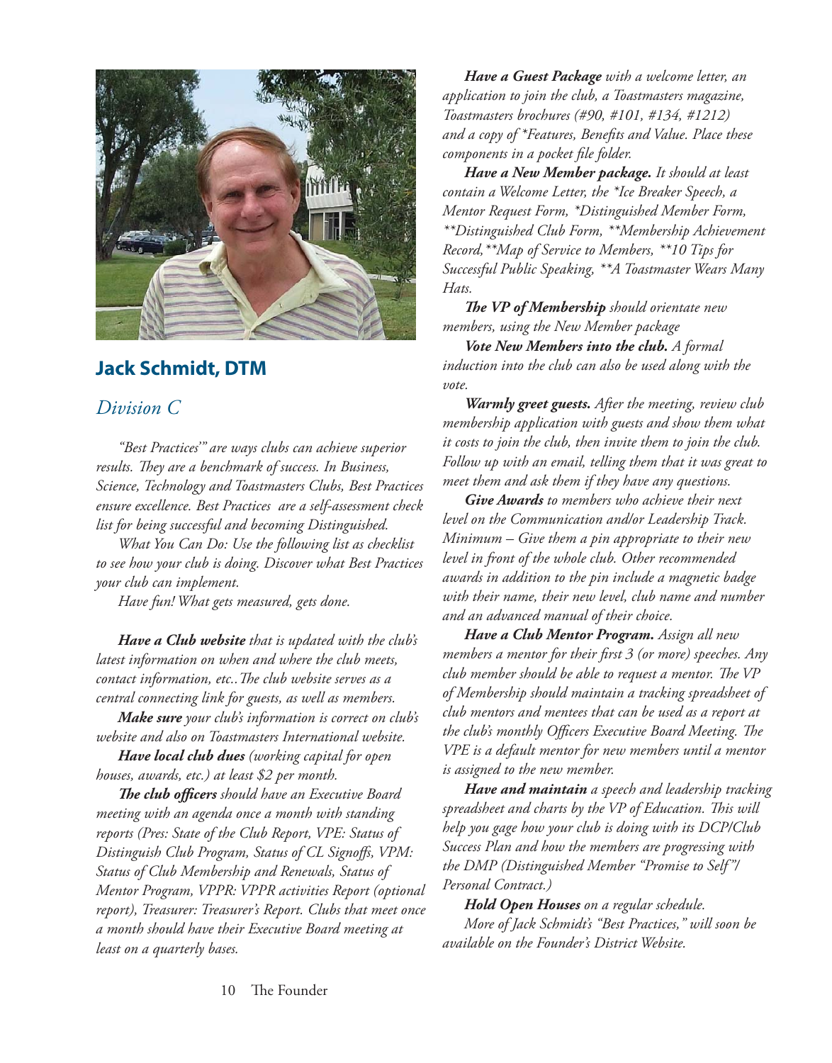## Jack Schmidt, DTM

### *Division C*

*"Best Practices'" are ways clubs can achieve superior results. They are a benchmark of success. In Business, Science, Technology and Toastmasters Clubs, Best Practices ensure excellence. Best Practices are a self-assessment check list for being successful and becoming Distinguished.*

*What You Can Do: Use the following list as checklist to see how your club is doing. Discover what Best Practices your club can implement.*

*Have fun! What gets measured, gets done.*

***Have a Club website** that is updated with the club's latest information on when and where the club meets, contact information, etc..The club website serves as a central connecting link for guests, as well as members.*

***Make sure** your club's information is correct on club's website and also on Toastmasters International website.*

***Have local club dues** (working capital for open houses, awards, etc.) at least $2 per month.*

***The club officers** should have an Executive Board meeting with an agenda once a month with standing reports (Pres: State of the Club Report, VPE: Status of Distinguish Club Program, Status of CL Signoffs, VPM: Status of Club Membership and Renewals, Status of Mentor Program, VPPR: VPPR activities Report (optional report), Treasurer: Treasurer's Report. Clubs that meet once a month should have their Executive Board meeting at least on a quarterly bases.*

***Have a Guest Package** with a welcome letter, an application to join the club, a Toastmasters magazine, Toastmasters brochures (#90, #101, #134, #1212) and a copy of *Features, Benefits and Value. Place these components in a pocket file folder.*

***Have a New Member package.** It should at least contain a Welcome Letter, the *Ice Breaker Speech, a Mentor Request Form, *Distinguished Member Form, **Distinguished Club Form, **Membership Achievement Record,**Map of Service to Members, **10 Tips for Successful Public Speaking, **A Toastmaster Wears Many Hats.*

***The VP of Membership** should orientate new members, using the New Member package*

***Vote New Members into the club.** A formal induction into the club can also be used along with the vote.*

***Warmly greet guests.** After the meeting, review club membership application with guests and show them what it costs to join the club, then invite them to join the club. Follow up with an email, telling them that it was great to meet them and ask them if they have any questions.*

***Give Awards** to members who achieve their next level on the Communication and/or Leadership Track. Minimum – Give them a pin appropriate to their new level in front of the whole club. Other recommended awards in addition to the pin include a magnetic badge with their name, their new level, club name and number and an advanced manual of their choice.*

***Have a Club Mentor Program.** Assign all new members a mentor for their first 3 (or more) speeches. Any club member should be able to request a mentor. The VP of Membership should maintain a tracking spreadsheet of club mentors and mentees that can be used as a report at the club's monthly Officers Executive Board Meeting. The VPE is a default mentor for new members until a mentor is assigned to the new member.*

***Have and maintain** a speech and leadership tracking spreadsheet and charts by the VP of Education. This will help you gage how your club is doing with its DCP/Club Success Plan and how the members are progressing with the DMP (Distinguished Member "Promise to Self"/ Personal Contract.)*

***Hold Open Houses** on a regular schedule.*

*More of Jack Schmidt's "Best Practices," will soon be available on the Founder's District Website.*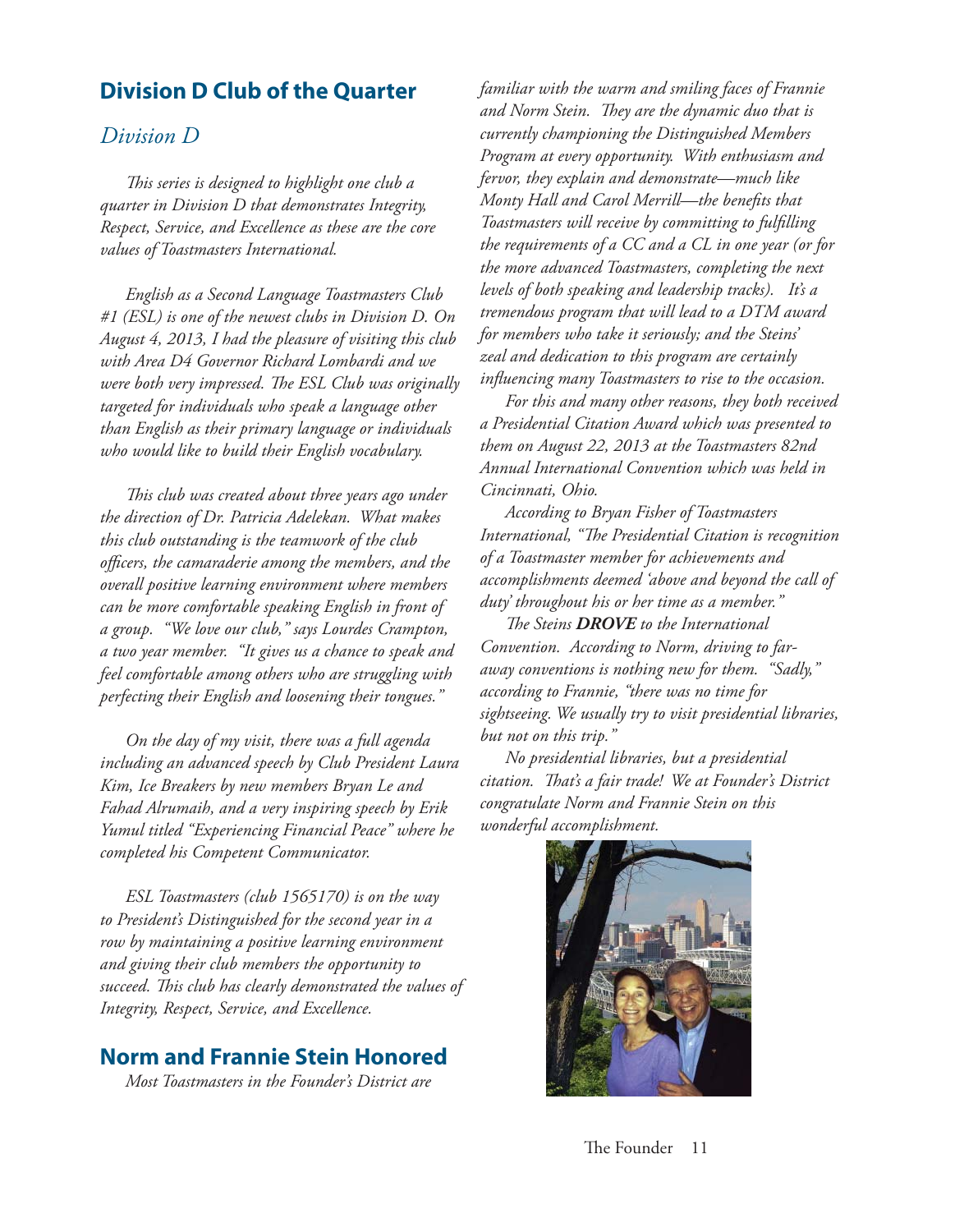## Division D Club of the Quarter

### *Division D*

*This series is designed to highlight one club a quarter in Division D that demonstrates Integrity, Respect, Service, and Excellence as these are the core values of Toastmasters International.*

*English as a Second Language Toastmasters Club #1 (ESL) is one of the newest clubs in Division D. On August 4, 2013, I had the pleasure of visiting this club with Area D4 Governor Richard Lombardi and we were both very impressed. The ESL Club was originally targeted for individuals who speak a language other than English as their primary language or individuals who would like to build their English vocabulary.*

*This club was created about three years ago under the direction of Dr. Patricia Adelekan. What makes this club outstanding is the teamwork of the club officers, the camaraderie among the members, and the overall positive learning environment where members can be more comfortable speaking English in front of a group. "We love our club," says Lourdes Crampton, a two year member. "It gives us a chance to speak and feel comfortable among others who are struggling with perfecting their English and loosening their tongues."*

*On the day of my visit, there was a full agenda including an advanced speech by Club President Laura Kim, Ice Breakers by new members Bryan Le and Fahad Alrumaih, and a very inspiring speech by Erik Yumul titled "Experiencing Financial Peace" where he completed his Competent Communicator.*

*ESL Toastmasters (club 1565170) is on the way to President's Distinguished for the second year in a row by maintaining a positive learning environment and giving their club members the opportunity to succeed. This club has clearly demonstrated the values of Integrity, Respect, Service, and Excellence.*

## Norm and Frannie Stein Honored

*Most Toastmasters in the Founder's District are familiar with the warm and smiling faces of Frannie and Norm Stein. They are the dynamic duo that is currently championing the Distinguished Members Program at every opportunity. With enthusiasm and fervor, they explain and demonstrate—much like Monty Hall and Carol Merrill—the benefits that Toastmasters will receive by committing to fulfilling the requirements of a CC and a CL in one year (or for the more advanced Toastmasters, completing the next levels of both speaking and leadership tracks). It's a tremendous program that will lead to a DTM award for members who take it seriously; and the Steins' zeal and dedication to this program are certainly influencing many Toastmasters to rise to the occasion.*

*For this and many other reasons, they both received a Presidential Citation Award which was presented to them on August 22, 2013 at the Toastmasters 82nd Annual International Convention which was held in Cincinnati, Ohio.*

*According to Bryan Fisher of Toastmasters International, "The Presidential Citation is recognition of a Toastmaster member for achievements and accomplishments deemed 'above and beyond the call of duty' throughout his or her time as a member."*

*The Steins* ***DROVE*** *to the International Convention. According to Norm, driving to far-away conventions is nothing new for them. "Sadly," according to Frannie, "there was no time for sightseeing. We usually try to visit presidential libraries, but not on this trip."*

*No presidential libraries, but a presidential citation. That's a fair trade! We at Founder's District congratulate Norm and Frannie Stein on this wonderful accomplishment.*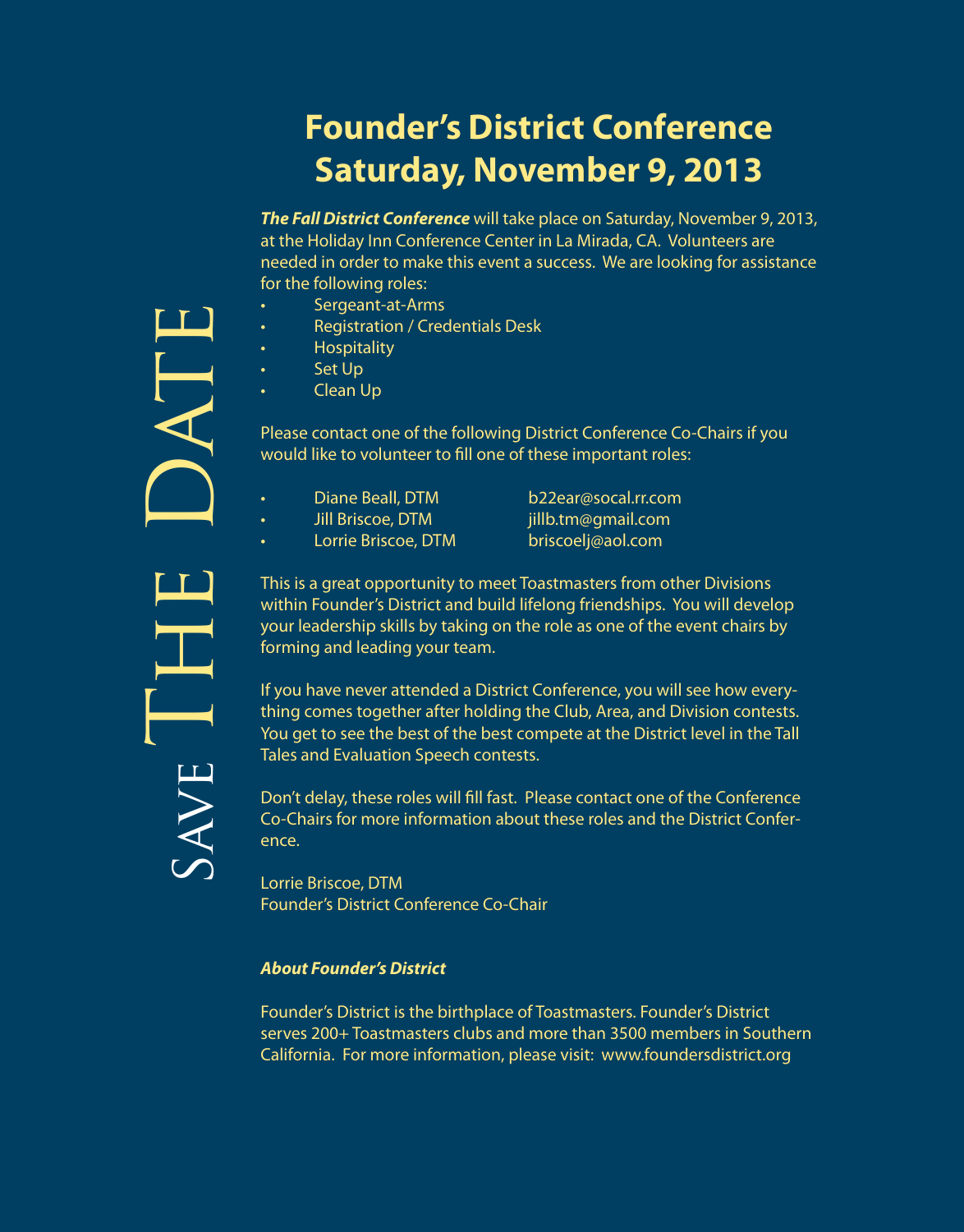# Save The Date

## Founder's District Conference
## Saturday, November 9, 2013

***The Fall District Conference*** will take place on Saturday, November 9, 2013, at the Holiday Inn Conference Center in La Mirada, CA. Volunteers are needed in order to make this event a success. We are looking for assistance for the following roles:

- Sergeant-at-Arms
- Registration / Credentials Desk
- Hospitality
- Set Up
- Clean Up

Please contact one of the following District Conference Co-Chairs if you would like to volunteer to fill one of these important roles:

- Diane Beall, DTM — b22ear@socal.rr.com
- Jill Briscoe, DTM — jillb.tm@gmail.com
- Lorrie Briscoe, DTM — briscoelj@aol.com

This is a great opportunity to meet Toastmasters from other Divisions within Founder's District and build lifelong friendships. You will develop your leadership skills by taking on the role as one of the event chairs by forming and leading your team.

If you have never attended a District Conference, you will see how everything comes together after holding the Club, Area, and Division contests. You get to see the best of the best compete at the District level in the Tall Tales and Evaluation Speech contests.

Don't delay, these roles will fill fast. Please contact one of the Conference Co-Chairs for more information about these roles and the District Conference.

Lorrie Briscoe, DTM
Founder's District Conference Co-Chair

***About Founder's District***

Founder's District is the birthplace of Toastmasters. Founder's District serves 200+ Toastmasters clubs and more than 3500 members in Southern California. For more information, please visit: www.foundersdistrict.org